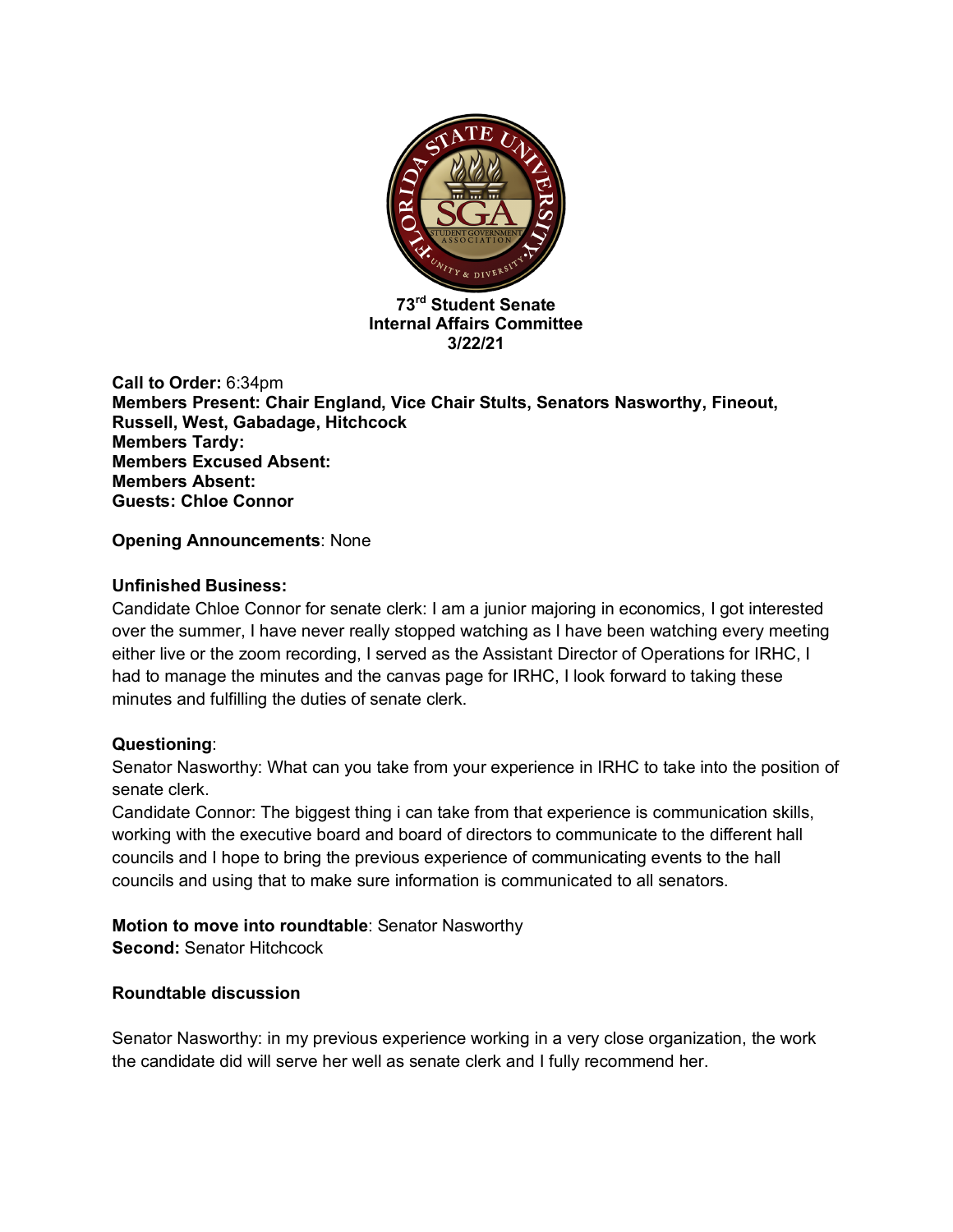**73rd Student Senate**
**Internal Affairs Committee**
**3/22/21**

**Call to Order:** 6:34pm
**Members Present: Chair England, Vice Chair Stults, Senators Nasworthy, Fineout, Russell, West, Gabadage, Hitchcock**
**Members Tardy:**
**Members Excused Absent:**
**Members Absent:**
**Guests: Chloe Connor**

**Opening Announcements**: None

**Unfinished Business:**
Candidate Chloe Connor for senate clerk: I am a junior majoring in economics, I got interested over the summer, I have never really stopped watching as I have been watching every meeting either live or the zoom recording, I served as the Assistant Director of Operations for IRHC, I had to manage the minutes and the canvas page for IRHC, I look forward to taking these minutes and fulfilling the duties of senate clerk.

**Questioning**:
Senator Nasworthy: What can you take from your experience in IRHC to take into the position of senate clerk.
Candidate Connor: The biggest thing i can take from that experience is communication skills, working with the executive board and board of directors to communicate to the different hall councils and I hope to bring the previous experience of communicating events to the hall councils and using that to make sure information is communicated to all senators.

**Motion to move into roundtable**: Senator Nasworthy
**Second:** Senator Hitchcock

**Roundtable discussion**

Senator Nasworthy: in my previous experience working in a very close organization, the work the candidate did will serve her well as senate clerk and I fully recommend her.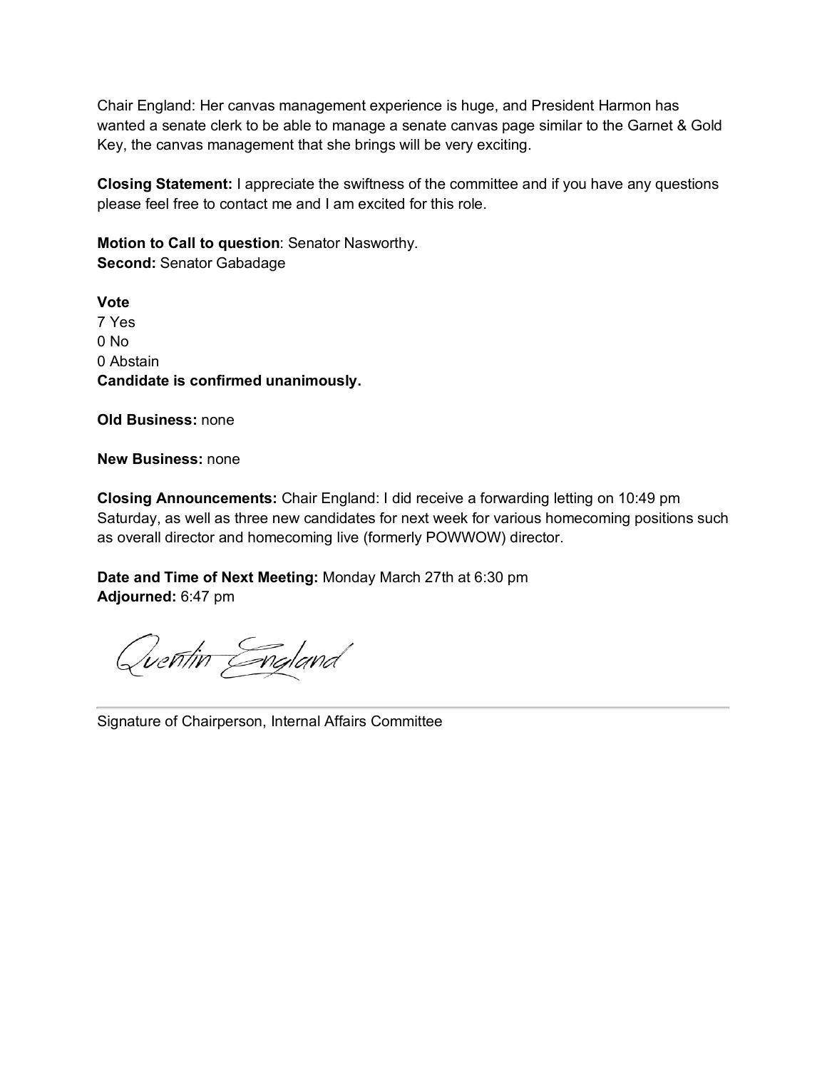Chair England: Her canvas management experience is huge, and President Harmon has wanted a senate clerk to be able to manage a senate canvas page similar to the Garnet & Gold Key, the canvas management that she brings will be very exciting.

**Closing Statement:** I appreciate the swiftness of the committee and if you have any questions please feel free to contact me and I am excited for this role.

**Motion to Call to question**: Senator Nasworthy.
**Second:** Senator Gabadage

**Vote**
7 Yes
0 No
0 Abstain
**Candidate is confirmed unanimously.**

**Old Business:** none

**New Business:** none

**Closing Announcements:** Chair England: I did receive a forwarding letting on 10:49 pm Saturday, as well as three new candidates for next week for various homecoming positions such as overall director and homecoming live (formerly POWWOW) director.

**Date and Time of Next Meeting:** Monday March 27th at 6:30 pm
**Adjourned:** 6:47 pm

Quentin England

Signature of Chairperson, Internal Affairs Committee